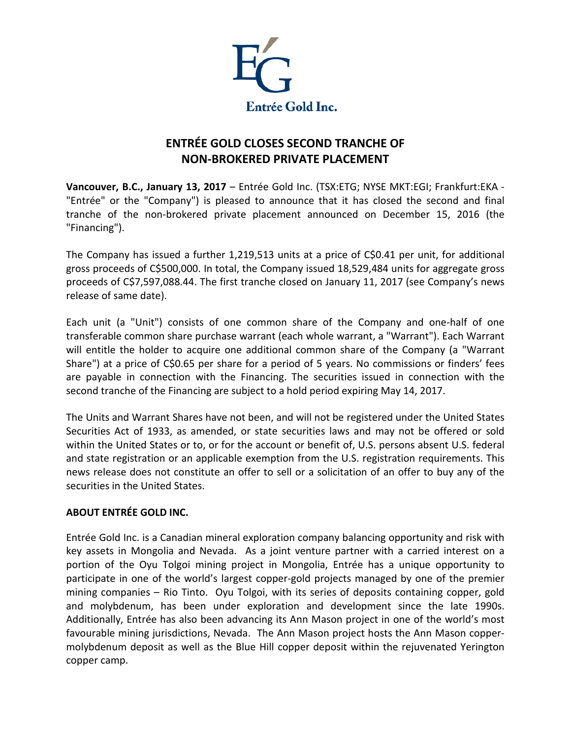Entrée Gold Inc.

# ENTRÉE GOLD CLOSES SECOND TRANCHE OF NON-BROKERED PRIVATE PLACEMENT

**Vancouver, B.C., January 13, 2017** – Entrée Gold Inc. (TSX:ETG; NYSE MKT:EGI; Frankfurt:EKA - "Entrée" or the "Company") is pleased to announce that it has closed the second and final tranche of the non-brokered private placement announced on December 15, 2016 (the "Financing").

The Company has issued a further 1,219,513 units at a price of C$0.41 per unit, for additional gross proceeds of C$500,000. In total, the Company issued 18,529,484 units for aggregate gross proceeds of C$7,597,088.44. The first tranche closed on January 11, 2017 (see Company's news release of same date).

Each unit (a "Unit") consists of one common share of the Company and one-half of one transferable common share purchase warrant (each whole warrant, a "Warrant"). Each Warrant will entitle the holder to acquire one additional common share of the Company (a "Warrant Share") at a price of C$0.65 per share for a period of 5 years. No commissions or finders' fees are payable in connection with the Financing. The securities issued in connection with the second tranche of the Financing are subject to a hold period expiring May 14, 2017.

The Units and Warrant Shares have not been, and will not be registered under the United States Securities Act of 1933, as amended, or state securities laws and may not be offered or sold within the United States or to, or for the account or benefit of, U.S. persons absent U.S. federal and state registration or an applicable exemption from the U.S. registration requirements. This news release does not constitute an offer to sell or a solicitation of an offer to buy any of the securities in the United States.

## ABOUT ENTRÉE GOLD INC.

Entrée Gold Inc. is a Canadian mineral exploration company balancing opportunity and risk with key assets in Mongolia and Nevada. As a joint venture partner with a carried interest on a portion of the Oyu Tolgoi mining project in Mongolia, Entrée has a unique opportunity to participate in one of the world's largest copper-gold projects managed by one of the premier mining companies – Rio Tinto. Oyu Tolgoi, with its series of deposits containing copper, gold and molybdenum, has been under exploration and development since the late 1990s. Additionally, Entrée has also been advancing its Ann Mason project in one of the world's most favourable mining jurisdictions, Nevada. The Ann Mason project hosts the Ann Mason copper-molybdenum deposit as well as the Blue Hill copper deposit within the rejuvenated Yerington copper camp.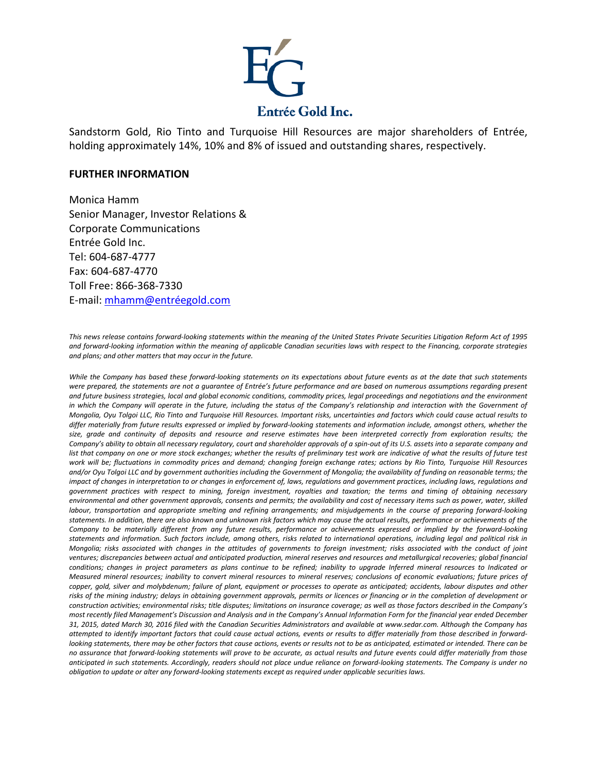Entrée Gold Inc.

Sandstorm Gold, Rio Tinto and Turquoise Hill Resources are major shareholders of Entrée, holding approximately 14%, 10% and 8% of issued and outstanding shares, respectively.

## FURTHER INFORMATION

Monica Hamm
Senior Manager, Investor Relations &
Corporate Communications
Entrée Gold Inc.
Tel: 604-687-4777
Fax: 604-687-4770
Toll Free: 866-368-7330
E-mail: mhamm@entréegold.com

*This news release contains forward-looking statements within the meaning of the United States Private Securities Litigation Reform Act of 1995 and forward-looking information within the meaning of applicable Canadian securities laws with respect to the Financing, corporate strategies and plans; and other matters that may occur in the future.*

*While the Company has based these forward-looking statements on its expectations about future events as at the date that such statements were prepared, the statements are not a guarantee of Entrée's future performance and are based on numerous assumptions regarding present and future business strategies, local and global economic conditions, commodity prices, legal proceedings and negotiations and the environment in which the Company will operate in the future, including the status of the Company's relationship and interaction with the Government of Mongolia, Oyu Tolgoi LLC, Rio Tinto and Turquoise Hill Resources. Important risks, uncertainties and factors which could cause actual results to differ materially from future results expressed or implied by forward-looking statements and information include, amongst others, whether the size, grade and continuity of deposits and resource and reserve estimates have been interpreted correctly from exploration results; the Company's ability to obtain all necessary regulatory, court and shareholder approvals of a spin-out of its U.S. assets into a separate company and list that company on one or more stock exchanges; whether the results of preliminary test work are indicative of what the results of future test work will be; fluctuations in commodity prices and demand; changing foreign exchange rates; actions by Rio Tinto, Turquoise Hill Resources and/or Oyu Tolgoi LLC and by government authorities including the Government of Mongolia; the availability of funding on reasonable terms; the impact of changes in interpretation to or changes in enforcement of, laws, regulations and government practices, including laws, regulations and government practices with respect to mining, foreign investment, royalties and taxation; the terms and timing of obtaining necessary environmental and other government approvals, consents and permits; the availability and cost of necessary items such as power, water, skilled labour, transportation and appropriate smelting and refining arrangements; and misjudgements in the course of preparing forward-looking statements. In addition, there are also known and unknown risk factors which may cause the actual results, performance or achievements of the Company to be materially different from any future results, performance or achievements expressed or implied by the forward-looking statements and information. Such factors include, among others, risks related to international operations, including legal and political risk in Mongolia; risks associated with changes in the attitudes of governments to foreign investment; risks associated with the conduct of joint ventures; discrepancies between actual and anticipated production, mineral reserves and resources and metallurgical recoveries; global financial conditions; changes in project parameters as plans continue to be refined; inability to upgrade Inferred mineral resources to Indicated or Measured mineral resources; inability to convert mineral resources to mineral reserves; conclusions of economic evaluations; future prices of copper, gold, silver and molybdenum; failure of plant, equipment or processes to operate as anticipated; accidents, labour disputes and other risks of the mining industry; delays in obtaining government approvals, permits or licences or financing or in the completion of development or construction activities; environmental risks; title disputes; limitations on insurance coverage; as well as those factors described in the Company's most recently filed Management's Discussion and Analysis and in the Company's Annual Information Form for the financial year ended December 31, 2015, dated March 30, 2016 filed with the Canadian Securities Administrators and available at www.sedar.com. Although the Company has attempted to identify important factors that could cause actual actions, events or results to differ materially from those described in forward-looking statements, there may be other factors that cause actions, events or results not to be as anticipated, estimated or intended. There can be no assurance that forward-looking statements will prove to be accurate, as actual results and future events could differ materially from those anticipated in such statements. Accordingly, readers should not place undue reliance on forward-looking statements. The Company is under no obligation to update or alter any forward-looking statements except as required under applicable securities laws.*